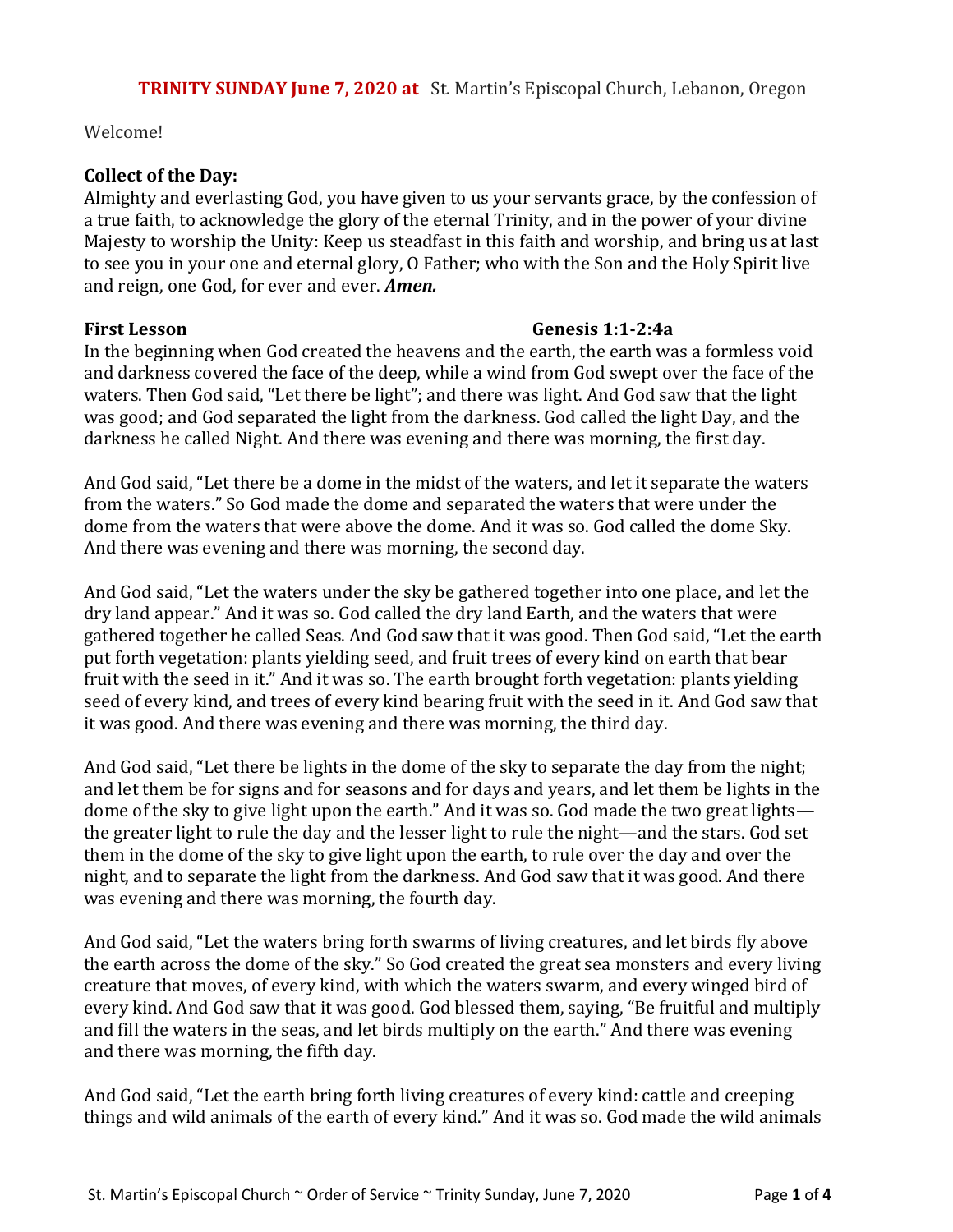**TRINITY SUNDAY June 7, 2020 at** St. Martin's Episcopal Church, Lebanon, Oregon

Welcome!

**Collect of the Day:**

Almighty and everlasting God, you have given to us your servants grace, by the confession of a true faith, to acknowledge the glory of the eternal Trinity, and in the power of your divine Majesty to worship the Unity: Keep us steadfast in this faith and worship, and bring us at last to see you in your one and eternal glory, O Father; who with the Son and the Holy Spirit live and reign, one God, for ever and ever. ***Amen.***

**First Lesson** **Genesis 1:1-2:4a**

In the beginning when God created the heavens and the earth, the earth was a formless void and darkness covered the face of the deep, while a wind from God swept over the face of the waters. Then God said, "Let there be light"; and there was light. And God saw that the light was good; and God separated the light from the darkness. God called the light Day, and the darkness he called Night. And there was evening and there was morning, the first day.

And God said, "Let there be a dome in the midst of the waters, and let it separate the waters from the waters." So God made the dome and separated the waters that were under the dome from the waters that were above the dome. And it was so. God called the dome Sky. And there was evening and there was morning, the second day.

And God said, "Let the waters under the sky be gathered together into one place, and let the dry land appear." And it was so. God called the dry land Earth, and the waters that were gathered together he called Seas. And God saw that it was good. Then God said, "Let the earth put forth vegetation: plants yielding seed, and fruit trees of every kind on earth that bear fruit with the seed in it." And it was so. The earth brought forth vegetation: plants yielding seed of every kind, and trees of every kind bearing fruit with the seed in it. And God saw that it was good. And there was evening and there was morning, the third day.

And God said, "Let there be lights in the dome of the sky to separate the day from the night; and let them be for signs and for seasons and for days and years, and let them be lights in the dome of the sky to give light upon the earth." And it was so. God made the two great lights—the greater light to rule the day and the lesser light to rule the night—and the stars. God set them in the dome of the sky to give light upon the earth, to rule over the day and over the night, and to separate the light from the darkness. And God saw that it was good. And there was evening and there was morning, the fourth day.

And God said, "Let the waters bring forth swarms of living creatures, and let birds fly above the earth across the dome of the sky." So God created the great sea monsters and every living creature that moves, of every kind, with which the waters swarm, and every winged bird of every kind. And God saw that it was good. God blessed them, saying, "Be fruitful and multiply and fill the waters in the seas, and let birds multiply on the earth." And there was evening and there was morning, the fifth day.

And God said, "Let the earth bring forth living creatures of every kind: cattle and creeping things and wild animals of the earth of every kind." And it was so. God made the wild animals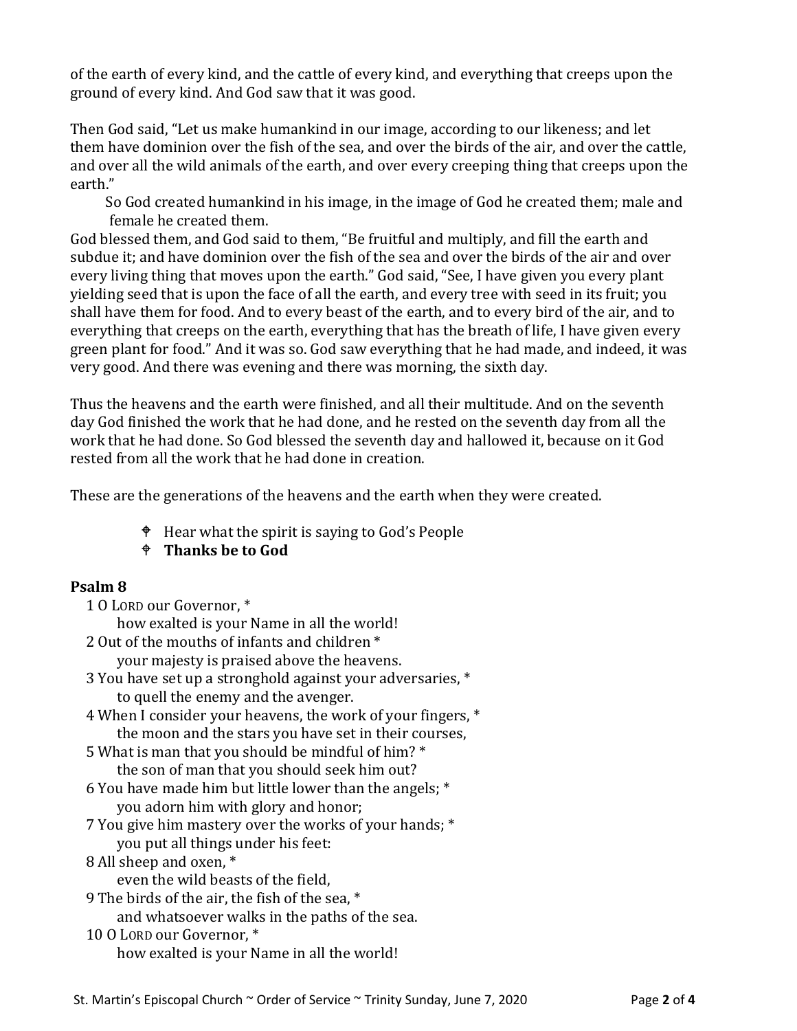of the earth of every kind, and the cattle of every kind, and everything that creeps upon the ground of every kind. And God saw that it was good.

Then God said, "Let us make humankind in our image, according to our likeness; and let them have dominion over the fish of the sea, and over the birds of the air, and over the cattle, and over all the wild animals of the earth, and over every creeping thing that creeps upon the earth."

> So God created humankind in his image, in the image of God he created them; male and female he created them.

God blessed them, and God said to them, "Be fruitful and multiply, and fill the earth and subdue it; and have dominion over the fish of the sea and over the birds of the air and over every living thing that moves upon the earth." God said, "See, I have given you every plant yielding seed that is upon the face of all the earth, and every tree with seed in its fruit; you shall have them for food. And to every beast of the earth, and to every bird of the air, and to everything that creeps on the earth, everything that has the breath of life, I have given every green plant for food." And it was so. God saw everything that he had made, and indeed, it was very good. And there was evening and there was morning, the sixth day.

Thus the heavens and the earth were finished, and all their multitude. And on the seventh day God finished the work that he had done, and he rested on the seventh day from all the work that he had done. So God blessed the seventh day and hallowed it, because on it God rested from all the work that he had done in creation.

These are the generations of the heavens and the earth when they were created.

- ✟ Hear what the spirit is saying to God's People
- ✟ **Thanks be to God**

**Psalm 8**

1 O Lord our Governor, *
   how exalted is your Name in all the world!
2 Out of the mouths of infants and children *
   your majesty is praised above the heavens.
3 You have set up a stronghold against your adversaries, *
   to quell the enemy and the avenger.
4 When I consider your heavens, the work of your fingers, *
   the moon and the stars you have set in their courses,
5 What is man that you should be mindful of him? *
   the son of man that you should seek him out?
6 You have made him but little lower than the angels; *
   you adorn him with glory and honor;
7 You give him mastery over the works of your hands; *
   you put all things under his feet:
8 All sheep and oxen, *
   even the wild beasts of the field,
9 The birds of the air, the fish of the sea, *
   and whatsoever walks in the paths of the sea.
10 O Lord our Governor, *
   how exalted is your Name in all the world!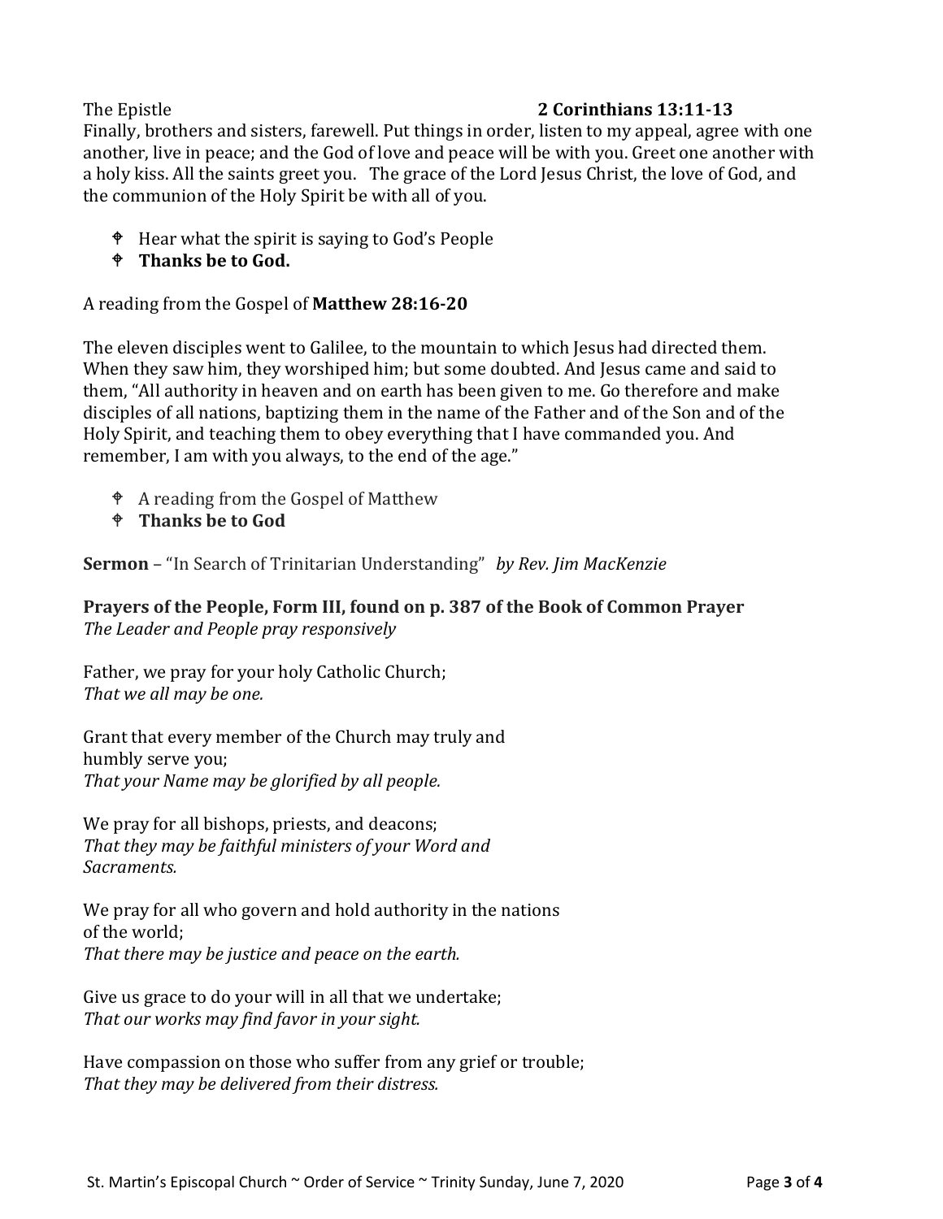The Epistle **2 Corinthians 13:11-13**

Finally, brothers and sisters, farewell. Put things in order, listen to my appeal, agree with one another, live in peace; and the God of love and peace will be with you. Greet one another with a holy kiss. All the saints greet you. The grace of the Lord Jesus Christ, the love of God, and the communion of the Holy Spirit be with all of you.

- Hear what the spirit is saying to God's People
- **Thanks be to God.**

A reading from the Gospel of **Matthew 28:16-20**

The eleven disciples went to Galilee, to the mountain to which Jesus had directed them. When they saw him, they worshiped him; but some doubted. And Jesus came and said to them, "All authority in heaven and on earth has been given to me. Go therefore and make disciples of all nations, baptizing them in the name of the Father and of the Son and of the Holy Spirit, and teaching them to obey everything that I have commanded you. And remember, I am with you always, to the end of the age."

- A reading from the Gospel of Matthew
- **Thanks be to God**

**Sermon** – "In Search of Trinitarian Understanding" *by Rev. Jim MacKenzie*

**Prayers of the People, Form III, found on p. 387 of the Book of Common Prayer**
*The Leader and People pray responsively*

Father, we pray for your holy Catholic Church;
*That we all may be one.*

Grant that every member of the Church may truly and humbly serve you;
*That your Name may be glorified by all people.*

We pray for all bishops, priests, and deacons;
*That they may be faithful ministers of your Word and Sacraments.*

We pray for all who govern and hold authority in the nations of the world;
*That there may be justice and peace on the earth.*

Give us grace to do your will in all that we undertake;
*That our works may find favor in your sight.*

Have compassion on those who suffer from any grief or trouble;
*That they may be delivered from their distress.*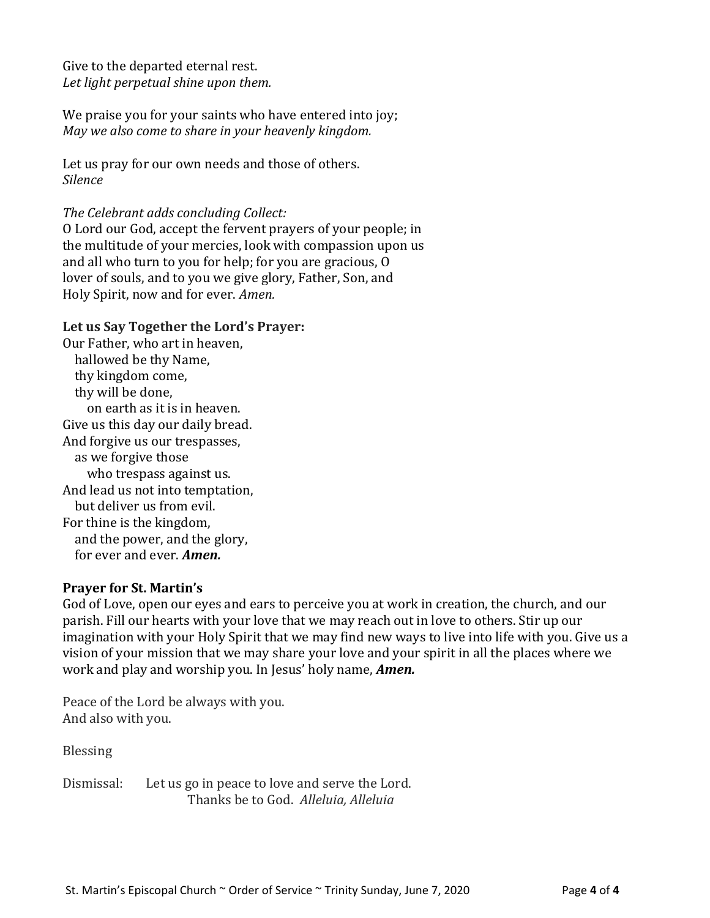Give to the departed eternal rest.
*Let light perpetual shine upon them.*

We praise you for your saints who have entered into joy;
*May we also come to share in your heavenly kingdom.*

Let us pray for our own needs and those of others.
*Silence*

*The Celebrant adds concluding Collect:*
O Lord our God, accept the fervent prayers of your people; in the multitude of your mercies, look with compassion upon us and all who turn to you for help; for you are gracious, O lover of souls, and to you we give glory, Father, Son, and Holy Spirit, now and for ever. *Amen.*

**Let us Say Together the Lord's Prayer:**

Our Father, who art in heaven,
hallowed be thy Name,
thy kingdom come,
thy will be done,
on earth as it is in heaven.
Give us this day our daily bread.
And forgive us our trespasses,
as we forgive those
who trespass against us.
And lead us not into temptation,
but deliver us from evil.
For thine is the kingdom,
and the power, and the glory,
for ever and ever. ***Amen.***

**Prayer for St. Martin's**

God of Love, open our eyes and ears to perceive you at work in creation, the church, and our parish. Fill our hearts with your love that we may reach out in love to others. Stir up our imagination with your Holy Spirit that we may find new ways to live into life with you. Give us a vision of your mission that we may share your love and your spirit in all the places where we work and play and worship you. In Jesus' holy name, ***Amen.***

Peace of the Lord be always with you.
And also with you.

Blessing

Dismissal: Let us go in peace to love and serve the Lord.
Thanks be to God. *Alleluia, Alleluia*